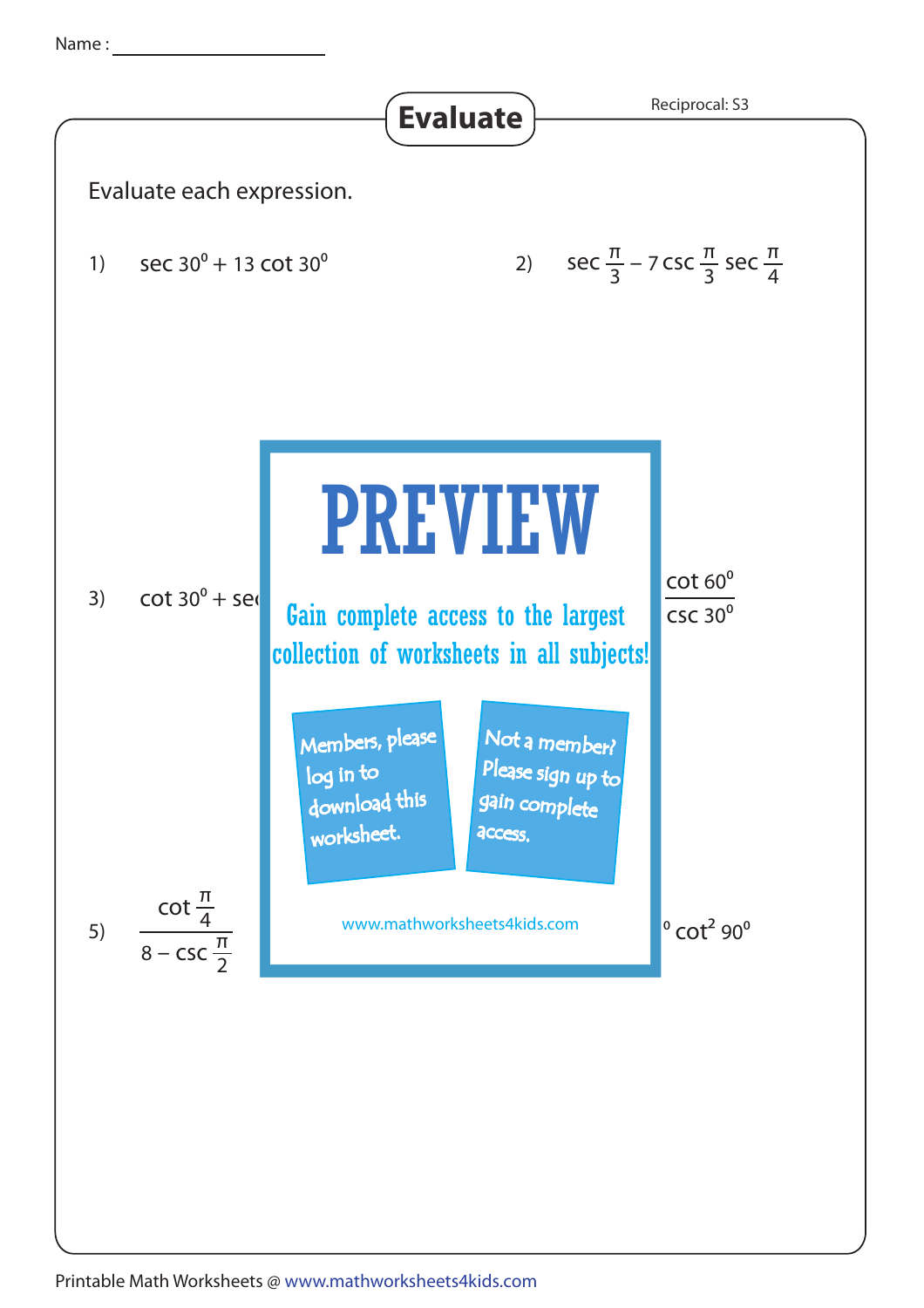Name :

# Evaluate

Reciprocal: S3

Evaluate each expression.

1) $\sec 30^0 + 13 \cot 30^0$

2) $\sec \frac{\pi}{3} - 7 \csc \frac{\pi}{3} \sec \frac{\pi}{4}$

3) $\cot 30^0 + \text{se}$

PREVIEW

Gain complete access to the largest collection of worksheets in all subjects!

Members, please log in to download this worksheet.

Not a member? Please sign up to gain complete access.

www.mathworksheets4kids.com

$\dfrac{\cot 60^0}{\csc 30^0}$

5) $\dfrac{\cot \frac{\pi}{4}}{8 - \csc \frac{\pi}{2}}$

$^0 \cot^2 90^0$

Printable Math Worksheets @ www.mathworksheets4kids.com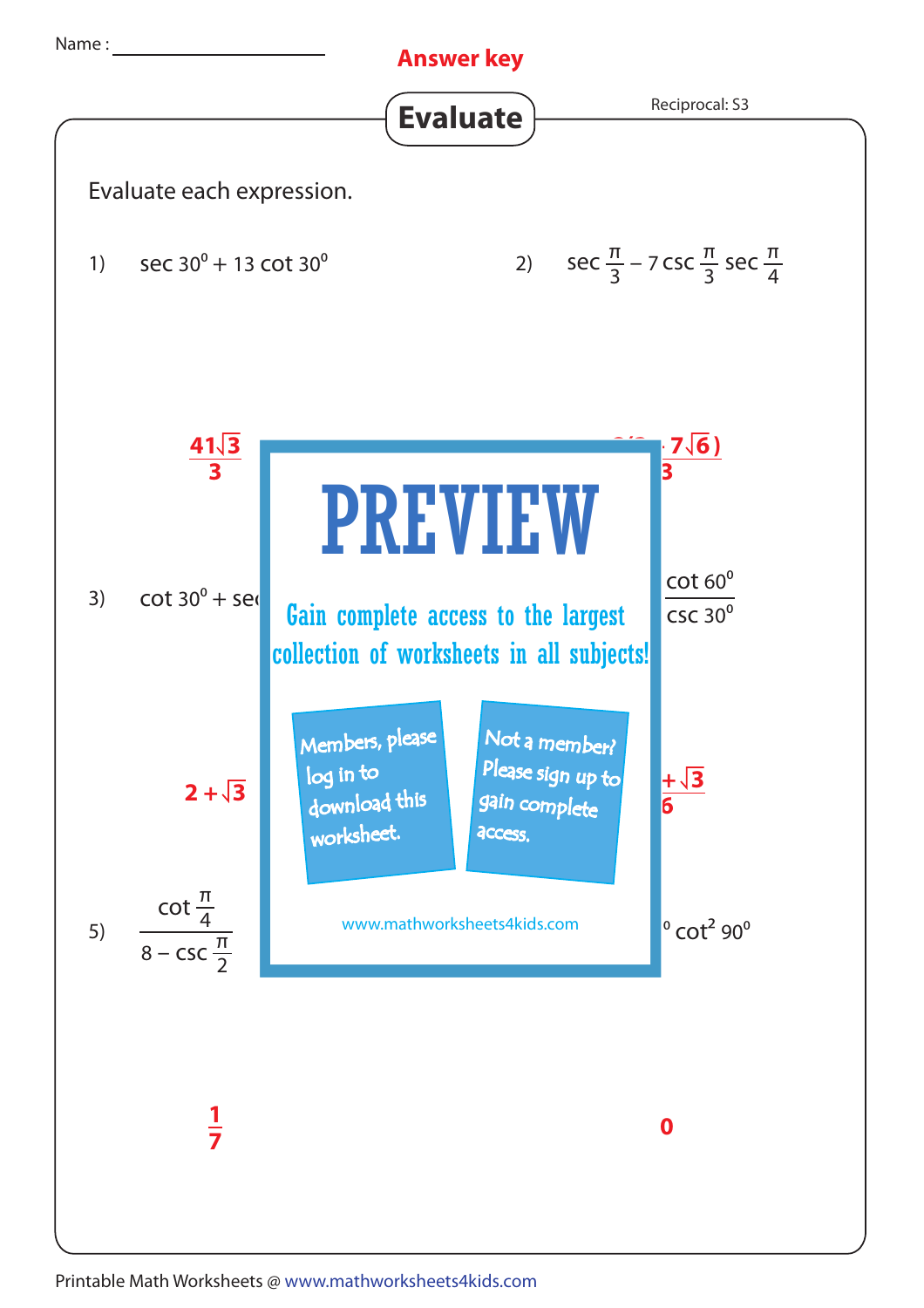Name : ___________________

**Answer key**

# Evaluate

Reciprocal: S3

Evaluate each expression.

1) $\sec 30^0 + 13 \cot 30^0$

$\frac{41\sqrt{3}}{3}$

2) $\sec \frac{\pi}{3} - 7 \csc \frac{\pi}{3} \sec \frac{\pi}{4}$

$\frac{2(3 - 7\sqrt{6})}{3}$

3) $\cot 30^0 + \sec$

$2 + \sqrt{3}$

4) $\frac{\cot 60^0}{\csc 30^0}$

$\frac{\ \ + \sqrt{3}}{6}$

5) $\frac{\cot \frac{\pi}{4}}{8 - \csc \frac{\pi}{2}}$

$\frac{1}{7}$

6) $^0 \cot^2 90^0$

$0$

PREVIEW

Gain complete access to the largest collection of worksheets in all subjects!

Members, please log in to download this worksheet.

Not a member? Please sign up to gain complete access.

www.mathworksheets4kids.com